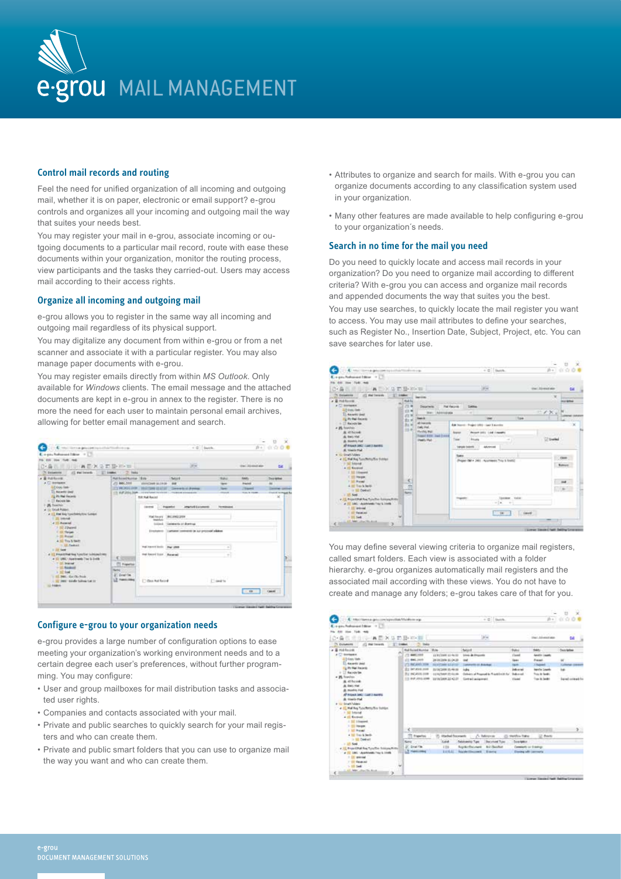# e·grou MAIL MANAGEMENT

## Control mail records and routing

Feel the need for unified organization of all incoming and outgoing mail, whether it is on paper, electronic or email support? e-grou controls and organizes all your incoming and outgoing mail the way that suites your needs best.

You may register your mail in e-grou, associate incoming or outgoing documents to a particular mail record, route with ease these documents within your organization, monitor the routing process, view participants and the tasks they carried-out. Users may access mail according to their access rights.

## Organize all incoming and outgoing mail

e-grou allows you to register in the same way all incoming and outgoing mail regardless of its physical support.

You may digitalize any document from within e-grou or from a net scanner and associate it with a particular register. You may also manage paper documents with e-grou.

You may register emails directly from within *MS Outlook*. Only available for *Windows* clients. The email message and the attached documents are kept in e-grou in annex to the register. There is no more the need for each user to maintain personal email archives, allowing for better email management and search.

## Configure e-grou to your organization needs

e-grou provides a large number of configuration options to ease meeting your organization's working environment needs and to a certain degree each user's preferences, without further programming. You may configure:

- User and group mailboxes for mail distribution tasks and associated user rights.
- Companies and contacts associated with your mail.
- Private and public searches to quickly search for your mail registers and who can create them.
- Private and public smart folders that you can use to organize mail the way you want and who can create them.
- Attributes to organize and search for mails. With e-grou you can organize documents according to any classification system used in your organization.
- Many other features are made available to help configuring e-grou to your organization's needs.

## Search in no time for the mail you need

Do you need to quickly locate and access mail records in your organization? Do you need to organize mail according to different criteria? With e-grou you can access and organize mail records and appended documents the way that suites you the best.

You may use searches, to quickly locate the mail register you want to access. You may use mail attributes to define your searches, such as Register No., Insertion Date, Subject, Project, etc. You can save searches for later use.

You may define several viewing criteria to organize mail registers, called smart folders. Each view is associated with a folder hierarchy. e-grou organizes automatically mail registers and the associated mail according with these views. You do not have to create and manage any folders; e-grou takes care of that for you.

e-grou
DOCUMENT MANAGEMENT SOLUTIONS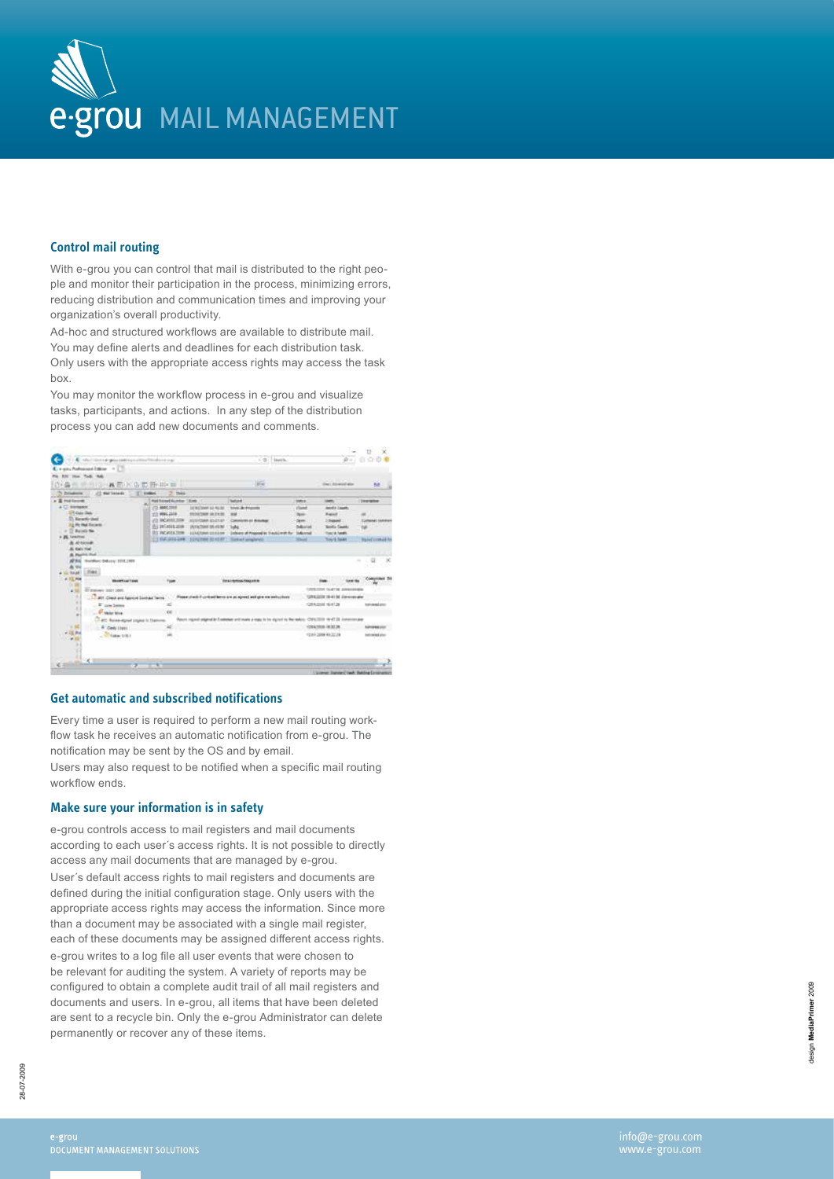# e·grou MAIL MANAGEMENT

## Control mail routing

With e-grou you can control that mail is distributed to the right people and monitor their participation in the process, minimizing errors, reducing distribution and communication times and improving your organization's overall productivity.

Ad-hoc and structured workflows are available to distribute mail. You may define alerts and deadlines for each distribution task. Only users with the appropriate access rights may access the task box.

You may monitor the workflow process in e-grou and visualize tasks, participants, and actions. In any step of the distribution process you can add new documents and comments.

## Get automatic and subscribed notifications

Every time a user is required to perform a new mail routing workflow task he receives an automatic notification from e-grou. The notification may be sent by the OS and by email.

Users may also request to be notified when a specific mail routing workflow ends.

## Make sure your information is in safety

e-grou controls access to mail registers and mail documents according to each user's access rights. It is not possible to directly access any mail documents that are managed by e-grou.

User's default access rights to mail registers and documents are defined during the initial configuration stage. Only users with the appropriate access rights may access the information. Since more than a document may be associated with a single mail register, each of these documents may be assigned different access rights.

e-grou writes to a log file all user events that were chosen to be relevant for auditing the system. A variety of reports may be configured to obtain a complete audit trail of all mail registers and documents and users. In e-grou, all items that have been deleted are sent to a recycle bin. Only the e-grou Administrator can delete permanently or recover any of these items.

28-07-2009

design **MediaPrimer** 2009

e-grou
DOCUMENT MANAGEMENT SOLUTIONS

info@e-grou.com
www.e-grou.com